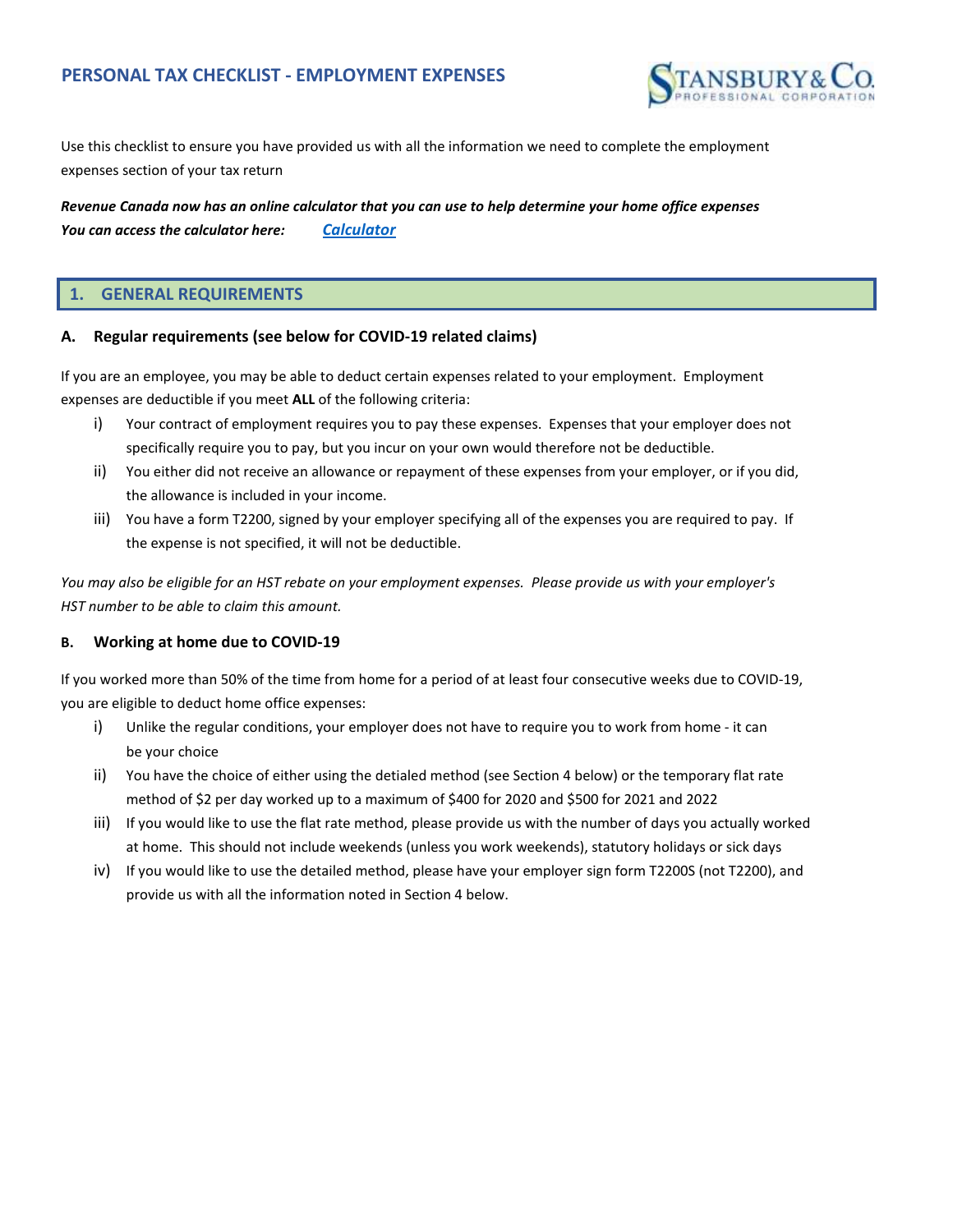# PERSONAL TAX CHECKLIST - EMPLOYMENT EXPENSES

Use this checklist to ensure you have provided us with all the information we need to complete the employment expenses section of your tax return

***Revenue Canada now has an online calculator that you can use to help determine your home office expenses***
***You can access the calculator here:*** [***Calculator***]

## 1. GENERAL REQUIREMENTS

### A. Regular requirements (see below for COVID-19 related claims)

If you are an employee, you may be able to deduct certain expenses related to your employment. Employment expenses are deductible if you meet **ALL** of the following criteria:

i) Your contract of employment requires you to pay these expenses. Expenses that your employer does not specifically require you to pay, but you incur on your own would therefore not be deductible.

ii) You either did not receive an allowance or repayment of these expenses from your employer, or if you did, the allowance is included in your income.

iii) You have a form T2200, signed by your employer specifying all of the expenses you are required to pay. If the expense is not specified, it will not be deductible.

*You may also be eligible for an HST rebate on your employment expenses. Please provide us with your employer's HST number to be able to claim this amount.*

### B. Working at home due to COVID-19

If you worked more than 50% of the time from home for a period of at least four consecutive weeks due to COVID-19, you are eligible to deduct home office expenses:

i) Unlike the regular conditions, your employer does not have to require you to work from home - it can be your choice

ii) You have the choice of either using the detialed method (see Section 4 below) or the temporary flat rate method of $2 per day worked up to a maximum of $400 for 2020 and $500 for 2021 and 2022

iii) If you would like to use the flat rate method, please provide us with the number of days you actually worked at home. This should not include weekends (unless you work weekends), statutory holidays or sick days

iv) If you would like to use the detailed method, please have your employer sign form T2200S (not T2200), and provide us with all the information noted in Section 4 below.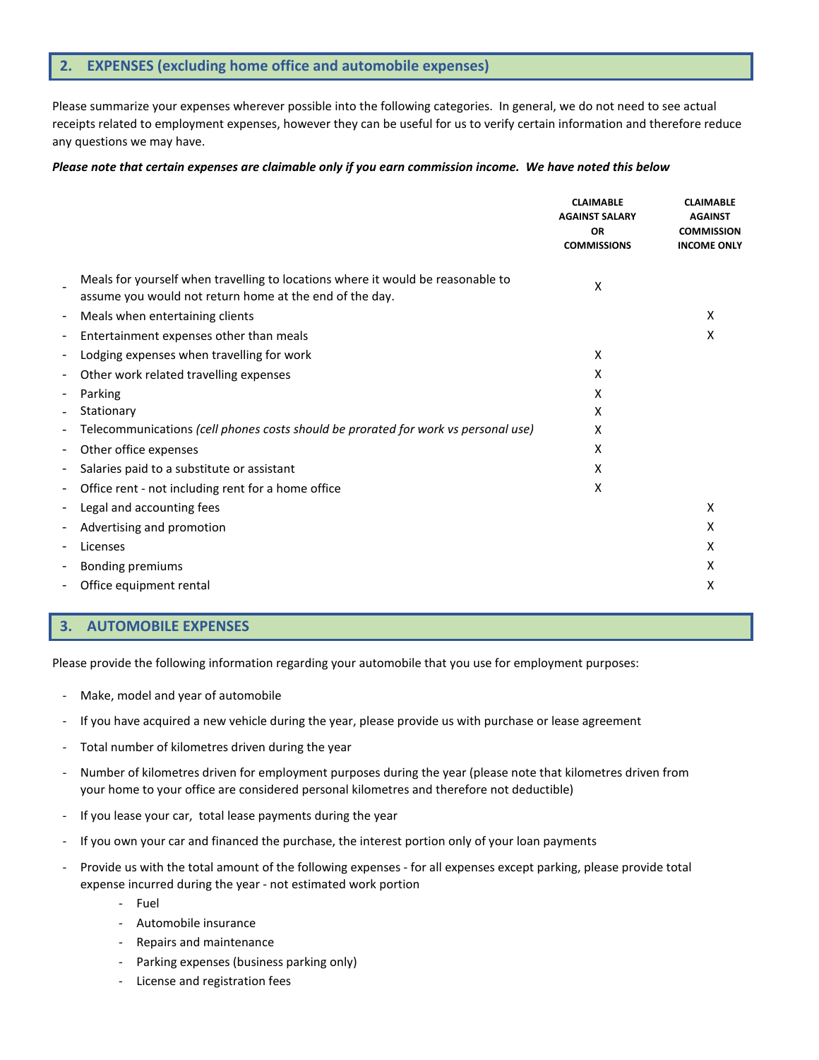## 2. EXPENSES (excluding home office and automobile expenses)

Please summarize your expenses wherever possible into the following categories. In general, we do not need to see actual receipts related to employment expenses, however they can be useful for us to verify certain information and therefore reduce any questions we may have.

***Please note that certain expenses are claimable only if you earn commission income. We have noted this below***

| | CLAIMABLE AGAINST SALARY OR COMMISSIONS | CLAIMABLE AGAINST COMMISSION INCOME ONLY |
|---|---|---|
| - Meals for yourself when travelling to locations where it would be reasonable to assume you would not return home at the end of the day. | X | |
| - Meals when entertaining clients | | X |
| - Entertainment expenses other than meals | | X |
| - Lodging expenses when travelling for work | X | |
| - Other work related travelling expenses | X | |
| - Parking | X | |
| - Stationary | X | |
| - Telecommunications *(cell phones costs should be prorated for work vs personal use)* | X | |
| - Other office expenses | X | |
| - Salaries paid to a substitute or assistant | X | |
| - Office rent - not including rent for a home office | X | |
| - Legal and accounting fees | | X |
| - Advertising and promotion | | X |
| - Licenses | | X |
| - Bonding premiums | | X |
| - Office equipment rental | | X |

## 3. AUTOMOBILE EXPENSES

Please provide the following information regarding your automobile that you use for employment purposes:

- Make, model and year of automobile
- If you have acquired a new vehicle during the year, please provide us with purchase or lease agreement
- Total number of kilometres driven during the year
- Number of kilometres driven for employment purposes during the year (please note that kilometres driven from your home to your office are considered personal kilometres and therefore not deductible)
- If you lease your car, total lease payments during the year
- If you own your car and financed the purchase, the interest portion only of your loan payments
- Provide us with the total amount of the following expenses - for all expenses except parking, please provide total expense incurred during the year - not estimated work portion
  - Fuel
  - Automobile insurance
  - Repairs and maintenance
  - Parking expenses (business parking only)
  - License and registration fees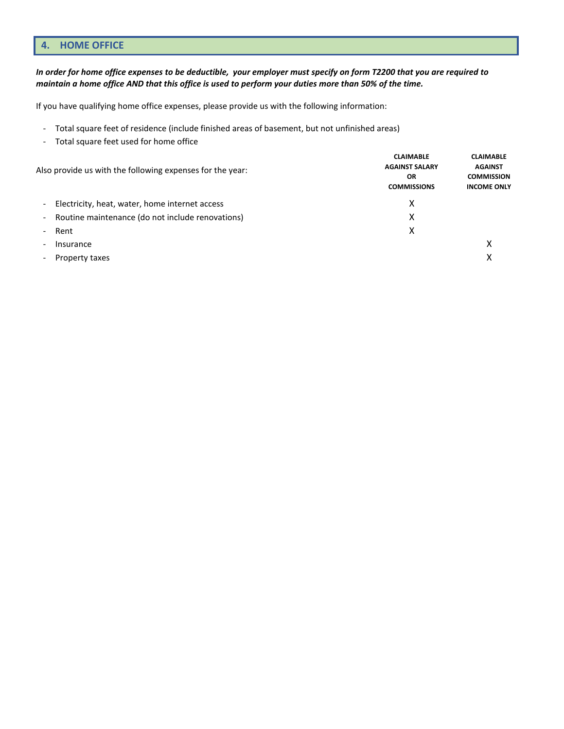## 4. HOME OFFICE

***In order for home office expenses to be deductible, your employer must specify on form T2200 that you are required to maintain a home office AND that this office is used to perform your duties more than 50% of the time.***

If you have qualifying home office expenses, please provide us with the following information:

- Total square feet of residence (include finished areas of basement, but not unfinished areas)
- Total square feet used for home office

| Also provide us with the following expenses for the year: | CLAIMABLE AGAINST SALARY OR COMMISSIONS | CLAIMABLE AGAINST COMMISSION INCOME ONLY |
|---|---|---|
| - Electricity, heat, water, home internet access | X | |
| - Routine maintenance (do not include renovations) | X | |
| - Rent | X | |
| - Insurance | | X |
| - Property taxes | | X |